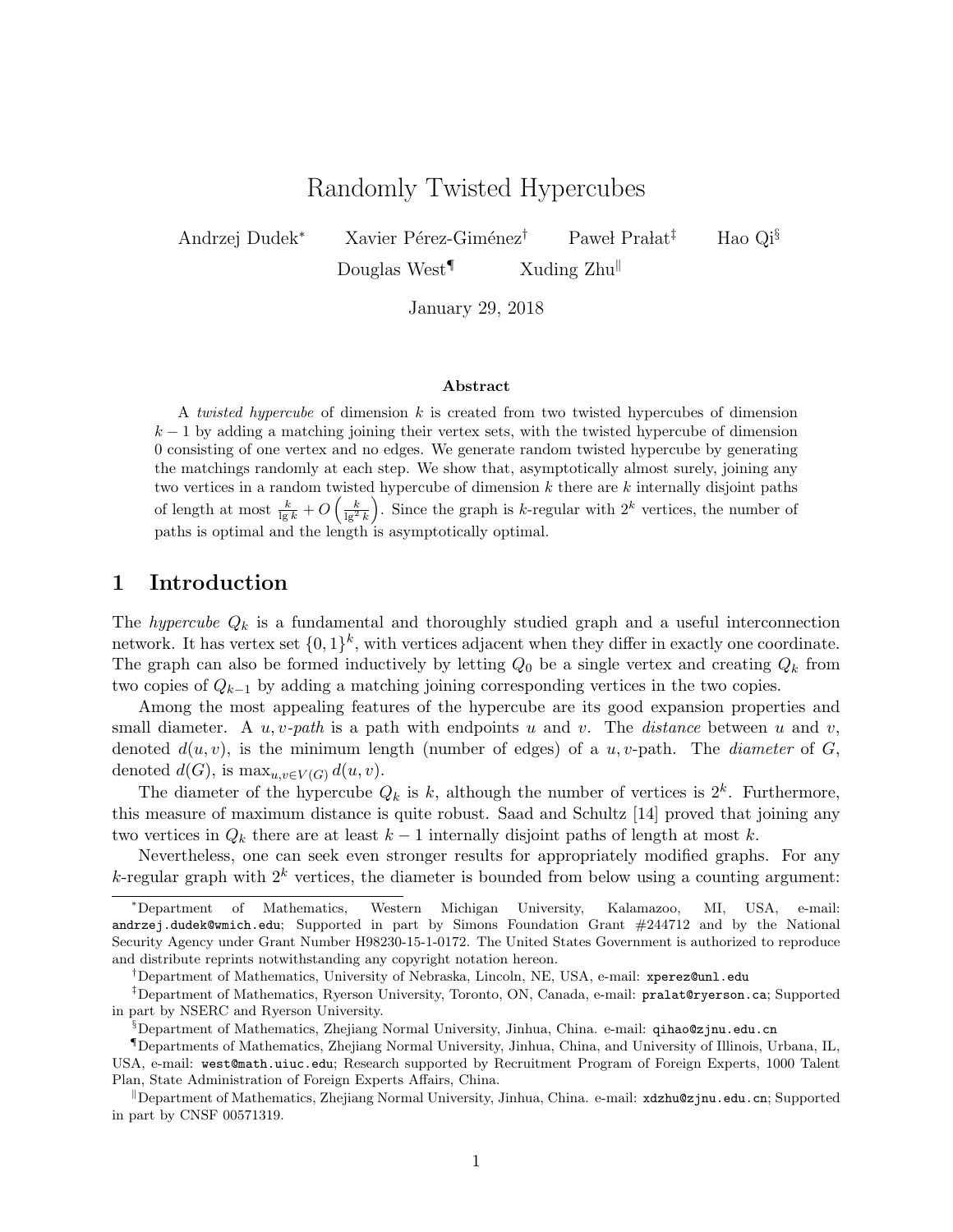# Randomly Twisted Hypercubes

Andrzej Dudek[*] Xavier Pérez-Giménez[†] Paweł Prałat[‡] Hao Qi[§]
Douglas West[¶] Xuding Zhu[‖]

January 29, 2018

### Abstract

A *twisted hypercube* of dimension $k$ is created from two twisted hypercubes of dimension $k-1$ by adding a matching joining their vertex sets, with the twisted hypercube of dimension 0 consisting of one vertex and no edges. We generate random twisted hypercube by generating the matchings randomly at each step. We show that, asymptotically almost surely, joining any two vertices in a random twisted hypercube of dimension $k$ there are $k$ internally disjoint paths of length at most $\frac{k}{\lg k} + O\left(\frac{k}{\lg^2 k}\right)$. Since the graph is $k$-regular with $2^k$ vertices, the number of paths is optimal and the length is asymptotically optimal.

## 1 Introduction

The *hypercube* $Q_k$ is a fundamental and thoroughly studied graph and a useful interconnection network. It has vertex set $\{0,1\}^k$, with vertices adjacent when they differ in exactly one coordinate. The graph can also be formed inductively by letting $Q_0$ be a single vertex and creating $Q_k$ from two copies of $Q_{k-1}$ by adding a matching joining corresponding vertices in the two copies.

Among the most appealing features of the hypercube are its good expansion properties and small diameter. A *$u,v$-path* is a path with endpoints $u$ and $v$. The *distance* between $u$ and $v$, denoted $d(u,v)$, is the minimum length (number of edges) of a $u,v$-path. The *diameter* of $G$, denoted $d(G)$, is $\max_{u,v \in V(G)} d(u,v)$.

The diameter of the hypercube $Q_k$ is $k$, although the number of vertices is $2^k$. Furthermore, this measure of maximum distance is quite robust. Saad and Schultz [14] proved that joining any two vertices in $Q_k$ there are at least $k-1$ internally disjoint paths of length at most $k$.

Nevertheless, one can seek even stronger results for appropriately modified graphs. For any $k$-regular graph with $2^k$ vertices, the diameter is bounded from below using a counting argument:

---

[*] Department of Mathematics, Western Michigan University, Kalamazoo, MI, USA, e-mail: andrzej.dudek@wmich.edu; Supported in part by Simons Foundation Grant #244712 and by the National Security Agency under Grant Number H98230-15-1-0172. The United States Government is authorized to reproduce and distribute reprints notwithstanding any copyright notation hereon.

[†] Department of Mathematics, University of Nebraska, Lincoln, NE, USA, e-mail: xperez@unl.edu

[‡] Department of Mathematics, Ryerson University, Toronto, ON, Canada, e-mail: pralat@ryerson.ca; Supported in part by NSERC and Ryerson University.

[§] Department of Mathematics, Zhejiang Normal University, Jinhua, China. e-mail: qihao@zjnu.edu.cn

[¶] Departments of Mathematics, Zhejiang Normal University, Jinhua, China, and University of Illinois, Urbana, IL, USA, e-mail: west@math.uiuc.edu; Research supported by Recruitment Program of Foreign Experts, 1000 Talent Plan, State Administration of Foreign Experts Affairs, China.

[‖] Department of Mathematics, Zhejiang Normal University, Jinhua, China. e-mail: xdzhu@zjnu.edu.cn; Supported in part by CNSF 00571319.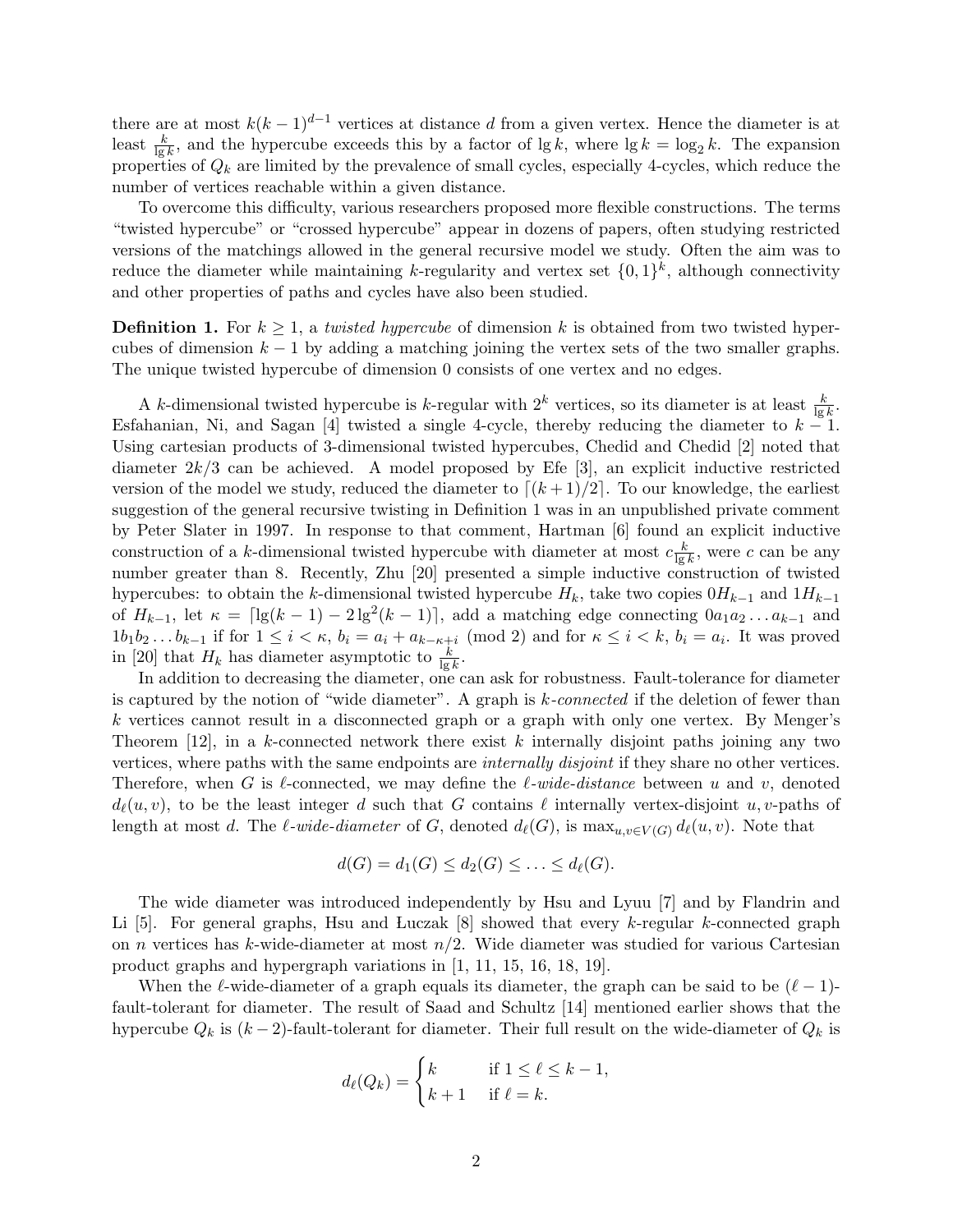there are at most $k(k-1)^{d-1}$ vertices at distance $d$ from a given vertex. Hence the diameter is at least $\frac{k}{\lg k}$, and the hypercube exceeds this by a factor of $\lg k$, where $\lg k = \log_2 k$. The expansion properties of $Q_k$ are limited by the prevalence of small cycles, especially 4-cycles, which reduce the number of vertices reachable within a given distance.

To overcome this difficulty, various researchers proposed more flexible constructions. The terms "twisted hypercube" or "crossed hypercube" appear in dozens of papers, often studying restricted versions of the matchings allowed in the general recursive model we study. Often the aim was to reduce the diameter while maintaining $k$-regularity and vertex set $\{0,1\}^k$, although connectivity and other properties of paths and cycles have also been studied.

**Definition 1.** For $k \geq 1$, a *twisted hypercube* of dimension $k$ is obtained from two twisted hypercubes of dimension $k-1$ by adding a matching joining the vertex sets of the two smaller graphs. The unique twisted hypercube of dimension 0 consists of one vertex and no edges.

A $k$-dimensional twisted hypercube is $k$-regular with $2^k$ vertices, so its diameter is at least $\frac{k}{\lg k}$. Esfahanian, Ni, and Sagan [4] twisted a single 4-cycle, thereby reducing the diameter to $k-1$. Using cartesian products of 3-dimensional twisted hypercubes, Chedid and Chedid [2] noted that diameter $2k/3$ can be achieved. A model proposed by Efe [3], an explicit inductive restricted version of the model we study, reduced the diameter to $\lceil (k+1)/2 \rceil$. To our knowledge, the earliest suggestion of the general recursive twisting in Definition 1 was in an unpublished private comment by Peter Slater in 1997. In response to that comment, Hartman [6] found an explicit inductive construction of a $k$-dimensional twisted hypercube with diameter at most $c\frac{k}{\lg k}$, were $c$ can be any number greater than 8. Recently, Zhu [20] presented a simple inductive construction of twisted hypercubes: to obtain the $k$-dimensional twisted hypercube $H_k$, take two copies $0H_{k-1}$ and $1H_{k-1}$ of $H_{k-1}$, let $\kappa = \lceil \lg(k-1) - 2\lg^2(k-1) \rceil$, add a matching edge connecting $0a_1a_2\ldots a_{k-1}$ and $1b_1b_2\ldots b_{k-1}$ if for $1 \leq i < \kappa$, $b_i = a_i + a_{k-\kappa+i} \pmod 2$ and for $\kappa \leq i < k$, $b_i = a_i$. It was proved in [20] that $H_k$ has diameter asymptotic to $\frac{k}{\lg k}$.

In addition to decreasing the diameter, one can ask for robustness. Fault-tolerance for diameter is captured by the notion of "wide diameter". A graph is *$k$-connected* if the deletion of fewer than $k$ vertices cannot result in a disconnected graph or a graph with only one vertex. By Menger's Theorem [12], in a $k$-connected network there exist $k$ internally disjoint paths joining any two vertices, where paths with the same endpoints are *internally disjoint* if they share no other vertices. Therefore, when $G$ is $\ell$-connected, we may define the *$\ell$-wide-distance* between $u$ and $v$, denoted $d_\ell(u,v)$, to be the least integer $d$ such that $G$ contains $\ell$ internally vertex-disjoint $u,v$-paths of length at most $d$. The *$\ell$-wide-diameter* of $G$, denoted $d_\ell(G)$, is $\max_{u,v\in V(G)} d_\ell(u,v)$. Note that

$$d(G) = d_1(G) \leq d_2(G) \leq \ldots \leq d_\ell(G).$$

The wide diameter was introduced independently by Hsu and Lyuu [7] and by Flandrin and Li [5]. For general graphs, Hsu and Łuczak [8] showed that every $k$-regular $k$-connected graph on $n$ vertices has $k$-wide-diameter at most $n/2$. Wide diameter was studied for various Cartesian product graphs and hypergraph variations in [1, 11, 15, 16, 18, 19].

When the $\ell$-wide-diameter of a graph equals its diameter, the graph can be said to be $(\ell-1)$-fault-tolerant for diameter. The result of Saad and Schultz [14] mentioned earlier shows that the hypercube $Q_k$ is $(k-2)$-fault-tolerant for diameter. Their full result on the wide-diameter of $Q_k$ is

$$d_\ell(Q_k) = \begin{cases} k & \text{if } 1 \leq \ell \leq k-1, \\ k+1 & \text{if } \ell = k. \end{cases}$$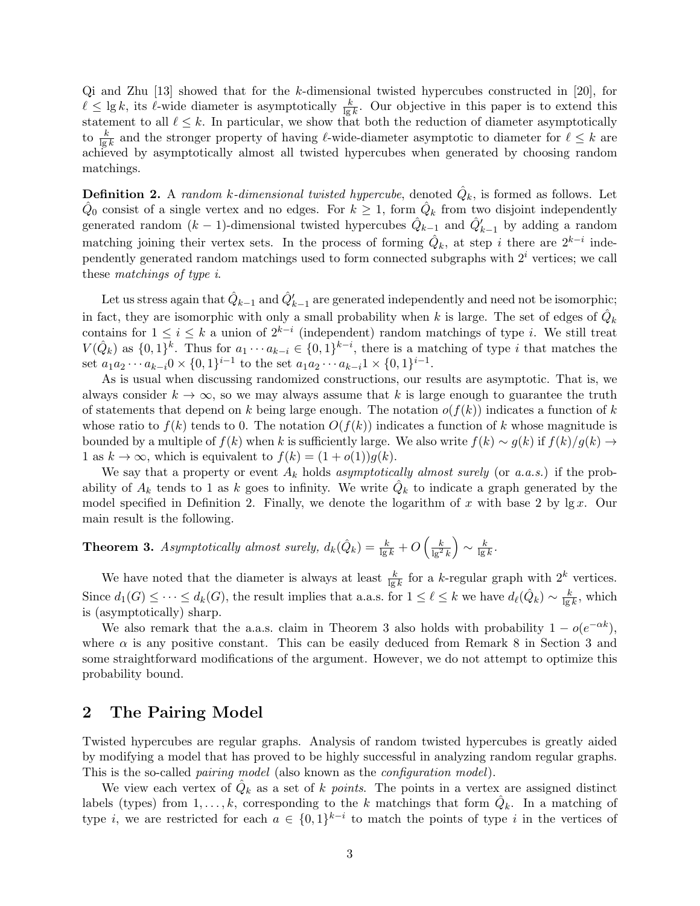Qi and Zhu [13] showed that for the $k$-dimensional twisted hypercubes constructed in [20], for $\ell \le \lg k$, its $\ell$-wide diameter is asymptotically $\frac{k}{\lg k}$. Our objective in this paper is to extend this statement to all $\ell \le k$. In particular, we show that both the reduction of diameter asymptotically to $\frac{k}{\lg k}$ and the stronger property of having $\ell$-wide-diameter asymptotic to diameter for $\ell \le k$ are achieved by asymptotically almost all twisted hypercubes when generated by choosing random matchings.

**Definition 2.** A *random $k$-dimensional twisted hypercube*, denoted $\hat{Q}_k$, is formed as follows. Let $\hat{Q}_0$ consist of a single vertex and no edges. For $k \ge 1$, form $\hat{Q}_k$ from two disjoint independently generated random $(k-1)$-dimensional twisted hypercubes $\hat{Q}_{k-1}$ and $\hat{Q}'_{k-1}$ by adding a random matching joining their vertex sets. In the process of forming $\hat{Q}_k$, at step $i$ there are $2^{k-i}$ independently generated random matchings used to form connected subgraphs with $2^i$ vertices; we call these *matchings of type $i$*.

Let us stress again that $\hat{Q}_{k-1}$ and $\hat{Q}'_{k-1}$ are generated independently and need not be isomorphic; in fact, they are isomorphic with only a small probability when $k$ is large. The set of edges of $\hat{Q}_k$ contains for $1 \le i \le k$ a union of $2^{k-i}$ (independent) random matchings of type $i$. We still treat $V(\hat{Q}_k)$ as $\{0,1\}^k$. Thus for $a_1 \cdots a_{k-i} \in \{0,1\}^{k-i}$, there is a matching of type $i$ that matches the set $a_1a_2 \cdots a_{k-i}0 \times \{0,1\}^{i-1}$ to the set $a_1a_2 \cdots a_{k-i}1 \times \{0,1\}^{i-1}$.

As is usual when discussing randomized constructions, our results are asymptotic. That is, we always consider $k \to \infty$, so we may always assume that $k$ is large enough to guarantee the truth of statements that depend on $k$ being large enough. The notation $o(f(k))$ indicates a function of $k$ whose ratio to $f(k)$ tends to 0. The notation $O(f(k))$ indicates a function of $k$ whose magnitude is bounded by a multiple of $f(k)$ when $k$ is sufficiently large. We also write $f(k) \sim g(k)$ if $f(k)/g(k) \to 1$ as $k \to \infty$, which is equivalent to $f(k) = (1+o(1))g(k)$.

We say that a property or event $A_k$ holds *asymptotically almost surely* (or *a.a.s.*) if the probability of $A_k$ tends to 1 as $k$ goes to infinity. We write $\hat{Q}_k$ to indicate a graph generated by the model specified in Definition 2. Finally, we denote the logarithm of $x$ with base 2 by $\lg x$. Our main result is the following.

**Theorem 3.** *Asymptotically almost surely, $d_k(\hat{Q}_k) = \frac{k}{\lg k} + O\left(\frac{k}{\lg^2 k}\right) \sim \frac{k}{\lg k}$.*

We have noted that the diameter is always at least $\frac{k}{\lg k}$ for a $k$-regular graph with $2^k$ vertices. Since $d_1(G) \le \cdots \le d_k(G)$, the result implies that a.a.s. for $1 \le \ell \le k$ we have $d_\ell(\hat{Q}_k) \sim \frac{k}{\lg k}$, which is (asymptotically) sharp.

We also remark that the a.a.s. claim in Theorem 3 also holds with probability $1 - o(e^{-\alpha k})$, where $\alpha$ is any positive constant. This can be easily deduced from Remark 8 in Section 3 and some straightforward modifications of the argument. However, we do not attempt to optimize this probability bound.

## 2 The Pairing Model

Twisted hypercubes are regular graphs. Analysis of random twisted hypercubes is greatly aided by modifying a model that has proved to be highly successful in analyzing random regular graphs. This is the so-called *pairing model* (also known as the *configuration model*).

We view each vertex of $\hat{Q}_k$ as a set of $k$ *points*. The points in a vertex are assigned distinct labels (types) from $1, \ldots, k$, corresponding to the $k$ matchings that form $\hat{Q}_k$. In a matching of type $i$, we are restricted for each $a \in \{0,1\}^{k-i}$ to match the points of type $i$ in the vertices of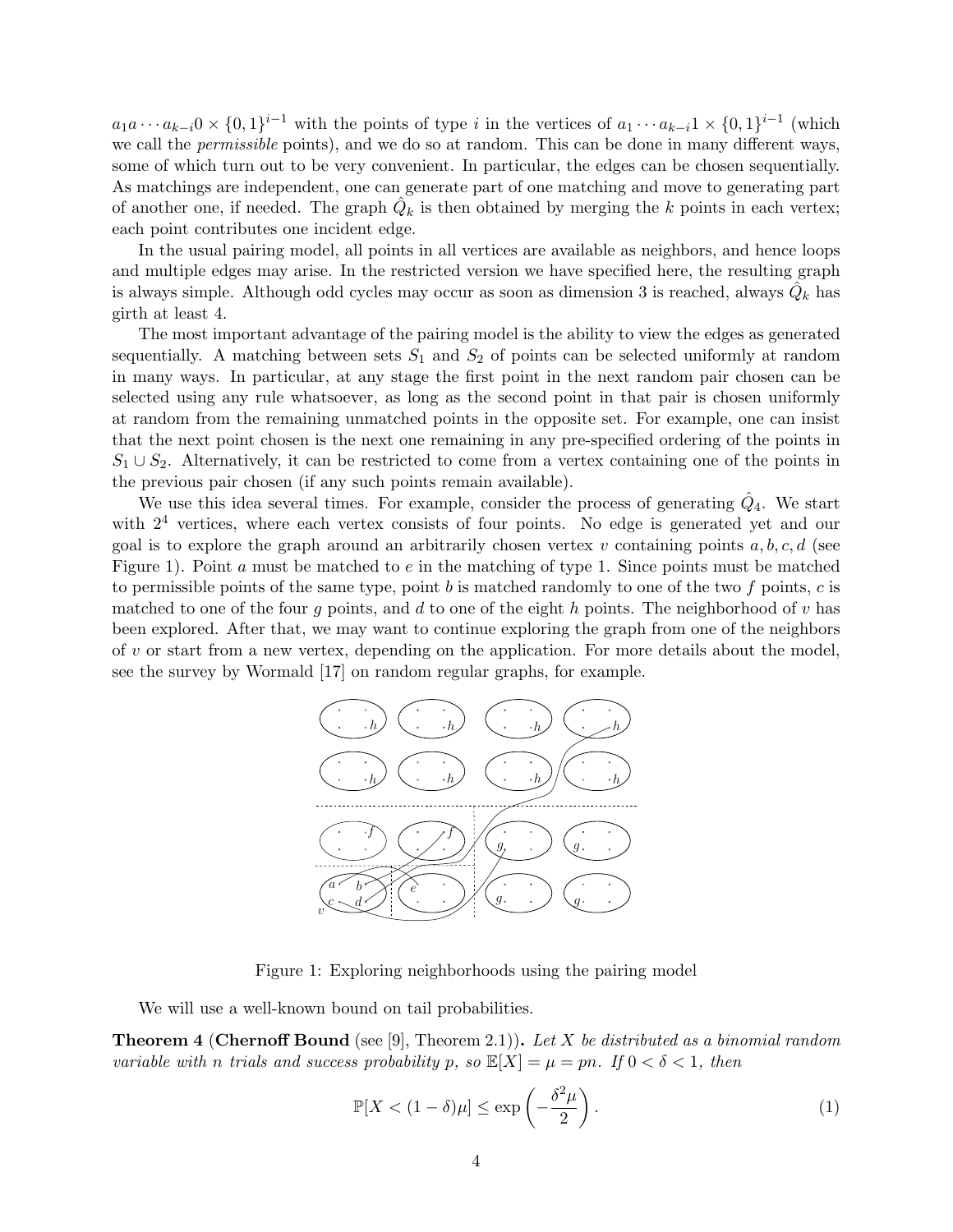$a_1 a \cdots a_{k-i}0 \times \{0,1\}^{i-1}$ with the points of type $i$ in the vertices of $a_1 \cdots a_{k-i}1 \times \{0,1\}^{i-1}$ (which we call the *permissible* points), and we do so at random. This can be done in many different ways, some of which turn out to be very convenient. In particular, the edges can be chosen sequentially. As matchings are independent, one can generate part of one matching and move to generating part of another one, if needed. The graph $\hat{Q}_k$ is then obtained by merging the $k$ points in each vertex; each point contributes one incident edge.

In the usual pairing model, all points in all vertices are available as neighbors, and hence loops and multiple edges may arise. In the restricted version we have specified here, the resulting graph is always simple. Although odd cycles may occur as soon as dimension 3 is reached, always $\hat{Q}_k$ has girth at least 4.

The most important advantage of the pairing model is the ability to view the edges as generated sequentially. A matching between sets $S_1$ and $S_2$ of points can be selected uniformly at random in many ways. In particular, at any stage the first point in the next random pair chosen can be selected using any rule whatsoever, as long as the second point in that pair is chosen uniformly at random from the remaining unmatched points in the opposite set. For example, one can insist that the next point chosen is the next one remaining in any pre-specified ordering of the points in $S_1 \cup S_2$. Alternatively, it can be restricted to come from a vertex containing one of the points in the previous pair chosen (if any such points remain available).

We use this idea several times. For example, consider the process of generating $\hat{Q}_4$. We start with $2^4$ vertices, where each vertex consists of four points. No edge is generated yet and our goal is to explore the graph around an arbitrarily chosen vertex $v$ containing points $a, b, c, d$ (see Figure 1). Point $a$ must be matched to $e$ in the matching of type 1. Since points must be matched to permissible points of the same type, point $b$ is matched randomly to one of the two $f$ points, $c$ is matched to one of the four $g$ points, and $d$ to one of the eight $h$ points. The neighborhood of $v$ has been explored. After that, we may want to continue exploring the graph from one of the neighbors of $v$ or start from a new vertex, depending on the application. For more details about the model, see the survey by Wormald [17] on random regular graphs, for example.

Figure 1: Exploring neighborhoods using the pairing model

We will use a well-known bound on tail probabilities.

**Theorem 4** (**Chernoff Bound** (see [9], Theorem 2.1))**.** *Let $X$ be distributed as a binomial random variable with $n$ trials and success probability $p$, so $\mathbb{E}[X] = \mu = pn$. If $0 < \delta < 1$, then*

$$\mathbb{P}[X < (1-\delta)\mu] \leq \exp\left(-\frac{\delta^2 \mu}{2}\right). \tag{1}$$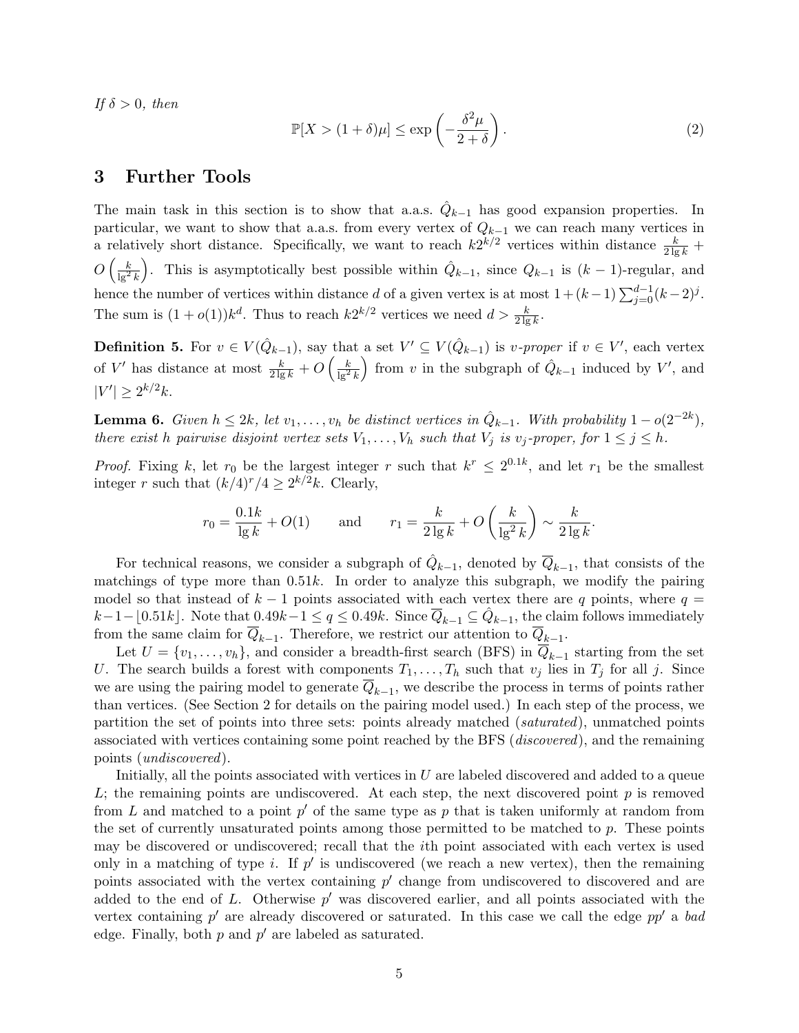*If $\delta > 0$, then*

$$\mathbb{P}[X > (1+\delta)\mu] \leq \exp\left(-\frac{\delta^2 \mu}{2+\delta}\right). \tag{2}$$

## 3 Further Tools

The main task in this section is to show that a.a.s. $\hat{Q}_{k-1}$ has good expansion properties. In particular, we want to show that a.a.s. from every vertex of $Q_{k-1}$ we can reach many vertices in a relatively short distance. Specifically, we want to reach $k2^{k/2}$ vertices within distance $\frac{k}{2\lg k} + O\left(\frac{k}{\lg^2 k}\right)$. This is asymptotically best possible within $\hat{Q}_{k-1}$, since $Q_{k-1}$ is $(k-1)$-regular, and hence the number of vertices within distance $d$ of a given vertex is at most $1 + (k-1)\sum_{j=0}^{d-1}(k-2)^j$. The sum is $(1+o(1))k^d$. Thus to reach $k2^{k/2}$ vertices we need $d > \frac{k}{2\lg k}$.

**Definition 5.** For $v \in V(\hat{Q}_{k-1})$, say that a set $V' \subseteq V(\hat{Q}_{k-1})$ is *$v$-proper* if $v \in V'$, each vertex of $V'$ has distance at most $\frac{k}{2\lg k} + O\left(\frac{k}{\lg^2 k}\right)$ from $v$ in the subgraph of $\hat{Q}_{k-1}$ induced by $V'$, and $|V'| \geq 2^{k/2}k$.

**Lemma 6.** *Given $h \leq 2k$, let $v_1, \ldots, v_h$ be distinct vertices in $\hat{Q}_{k-1}$. With probability $1 - o(2^{-2k})$, there exist $h$ pairwise disjoint vertex sets $V_1, \ldots, V_h$ such that $V_j$ is $v_j$-proper, for $1 \leq j \leq h$.*

*Proof.* Fixing $k$, let $r_0$ be the largest integer $r$ such that $k^r \leq 2^{0.1k}$, and let $r_1$ be the smallest integer $r$ such that $(k/4)^r/4 \geq 2^{k/2}k$. Clearly,

$$r_0 = \frac{0.1k}{\lg k} + O(1) \qquad \text{and} \qquad r_1 = \frac{k}{2\lg k} + O\left(\frac{k}{\lg^2 k}\right) \sim \frac{k}{2\lg k}.$$

For technical reasons, we consider a subgraph of $\hat{Q}_{k-1}$, denoted by $\overline{Q}_{k-1}$, that consists of the matchings of type more than $0.51k$. In order to analyze this subgraph, we modify the pairing model so that instead of $k-1$ points associated with each vertex there are $q$ points, where $q = k-1-\lfloor 0.51k \rfloor$. Note that $0.49k - 1 \leq q \leq 0.49k$. Since $\overline{Q}_{k-1} \subseteq \hat{Q}_{k-1}$, the claim follows immediately from the same claim for $\overline{Q}_{k-1}$. Therefore, we restrict our attention to $\overline{Q}_{k-1}$.

Let $U = \{v_1, \ldots, v_h\}$, and consider a breadth-first search (BFS) in $\overline{Q}_{k-1}$ starting from the set $U$. The search builds a forest with components $T_1, \ldots, T_h$ such that $v_j$ lies in $T_j$ for all $j$. Since we are using the pairing model to generate $\overline{Q}_{k-1}$, we describe the process in terms of points rather than vertices. (See Section 2 for details on the pairing model used.) In each step of the process, we partition the set of points into three sets: points already matched (*saturated*), unmatched points associated with vertices containing some point reached by the BFS (*discovered*), and the remaining points (*undiscovered*).

Initially, all the points associated with vertices in $U$ are labeled discovered and added to a queue $L$; the remaining points are undiscovered. At each step, the next discovered point $p$ is removed from $L$ and matched to a point $p'$ of the same type as $p$ that is taken uniformly at random from the set of currently unsaturated points among those permitted to be matched to $p$. These points may be discovered or undiscovered; recall that the $i$th point associated with each vertex is used only in a matching of type $i$. If $p'$ is undiscovered (we reach a new vertex), then the remaining points associated with the vertex containing $p'$ change from undiscovered to discovered and are added to the end of $L$. Otherwise $p'$ was discovered earlier, and all points associated with the vertex containing $p'$ are already discovered or saturated. In this case we call the edge $pp'$ a *bad* edge. Finally, both $p$ and $p'$ are labeled as saturated.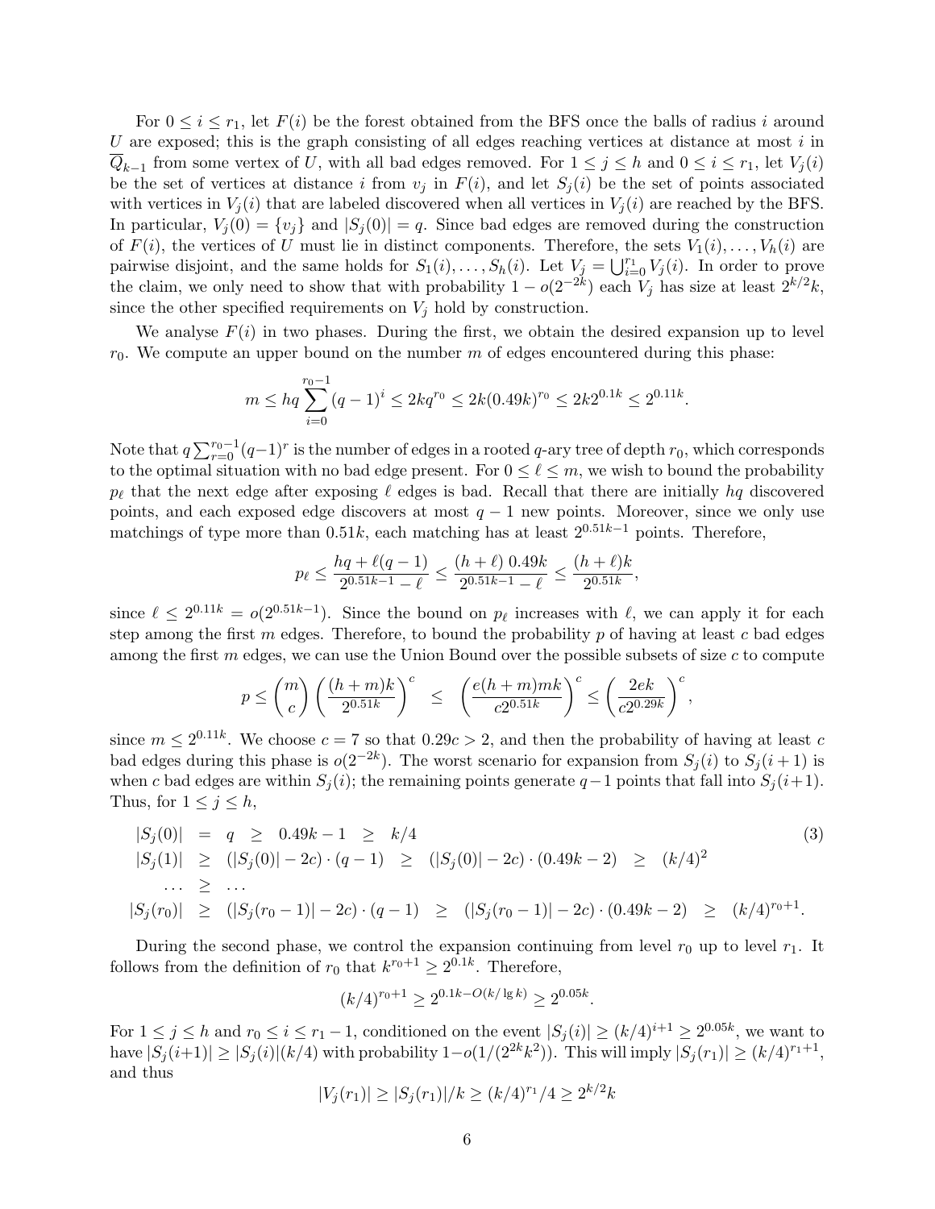For $0 \le i \le r_1$, let $F(i)$ be the forest obtained from the BFS once the balls of radius $i$ around $U$ are exposed; this is the graph consisting of all edges reaching vertices at distance at most $i$ in $\overline{Q}_{k-1}$ from some vertex of $U$, with all bad edges removed. For $1 \le j \le h$ and $0 \le i \le r_1$, let $V_j(i)$ be the set of vertices at distance $i$ from $v_j$ in $F(i)$, and let $S_j(i)$ be the set of points associated with vertices in $V_j(i)$ that are labeled discovered when all vertices in $V_j(i)$ are reached by the BFS. In particular, $V_j(0) = \{v_j\}$ and $|S_j(0)| = q$. Since bad edges are removed during the construction of $F(i)$, the vertices of $U$ must lie in distinct components. Therefore, the sets $V_1(i), \dots, V_h(i)$ are pairwise disjoint, and the same holds for $S_1(i), \dots, S_h(i)$. Let $V_j = \bigcup_{i=0}^{r_1} V_j(i)$. In order to prove the claim, we only need to show that with probability $1 - o(2^{-2k})$ each $V_j$ has size at least $2^{k/2}k$, since the other specified requirements on $V_j$ hold by construction.

We analyse $F(i)$ in two phases. During the first, we obtain the desired expansion up to level $r_0$. We compute an upper bound on the number $m$ of edges encountered during this phase:

$$m \le hq \sum_{i=0}^{r_0-1} (q-1)^i \le 2kq^{r_0} \le 2k(0.49k)^{r_0} \le 2k2^{0.1k} \le 2^{0.11k}.$$

Note that $q\sum_{r=0}^{r_0-1}(q-1)^r$ is the number of edges in a rooted $q$-ary tree of depth $r_0$, which corresponds to the optimal situation with no bad edge present. For $0 \le \ell \le m$, we wish to bound the probability $p_\ell$ that the next edge after exposing $\ell$ edges is bad. Recall that there are initially $hq$ discovered points, and each exposed edge discovers at most $q-1$ new points. Moreover, since we only use matchings of type more than $0.51k$, each matching has at least $2^{0.51k-1}$ points. Therefore,

$$p_\ell \le \frac{hq + \ell(q-1)}{2^{0.51k-1} - \ell} \le \frac{(h+\ell)\, 0.49k}{2^{0.51k-1} - \ell} \le \frac{(h+\ell)k}{2^{0.51k}},$$

since $\ell \le 2^{0.11k} = o(2^{0.51k-1})$. Since the bound on $p_\ell$ increases with $\ell$, we can apply it for each step among the first $m$ edges. Therefore, to bound the probability $p$ of having at least $c$ bad edges among the first $m$ edges, we can use the Union Bound over the possible subsets of size $c$ to compute

$$p \le \binom{m}{c} \left(\frac{(h+m)k}{2^{0.51k}}\right)^c \le \left(\frac{e(h+m)mk}{c2^{0.51k}}\right)^c \le \left(\frac{2ek}{c2^{0.29k}}\right)^c,$$

since $m \le 2^{0.11k}$. We choose $c = 7$ so that $0.29c > 2$, and then the probability of having at least $c$ bad edges during this phase is $o(2^{-2k})$. The worst scenario for expansion from $S_j(i)$ to $S_j(i+1)$ is when $c$ bad edges are within $S_j(i)$; the remaining points generate $q-1$ points that fall into $S_j(i+1)$. Thus, for $1 \le j \le h$,

$$\begin{aligned}
|S_j(0)| &= q \ \ge\ 0.49k - 1 \ \ge\ k/4 \\
|S_j(1)| &\ge (|S_j(0)| - 2c)\cdot(q-1) \ \ge\ (|S_j(0)| - 2c)\cdot(0.49k-2) \ \ge\ (k/4)^2 \\
\dots &\ge \dots \\
|S_j(r_0)| &\ge (|S_j(r_0-1)| - 2c)\cdot(q-1) \ \ge\ (|S_j(r_0-1)| - 2c)\cdot(0.49k-2) \ \ge\ (k/4)^{r_0+1}.
\end{aligned} \tag{3}$$

During the second phase, we control the expansion continuing from level $r_0$ up to level $r_1$. It follows from the definition of $r_0$ that $k^{r_0+1} \ge 2^{0.1k}$. Therefore,

$$(k/4)^{r_0+1} \ge 2^{0.1k - O(k/\lg k)} \ge 2^{0.05k}.$$

For $1 \le j \le h$ and $r_0 \le i \le r_1 - 1$, conditioned on the event $|S_j(i)| \ge (k/4)^{i+1} \ge 2^{0.05k}$, we want to have $|S_j(i+1)| \ge |S_j(i)|(k/4)$ with probability $1 - o(1/(2^{2k}k^2))$. This will imply $|S_j(r_1)| \ge (k/4)^{r_1+1}$, and thus

$$|V_j(r_1)| \ge |S_j(r_1)|/k \ge (k/4)^{r_1}/4 \ge 2^{k/2}k$$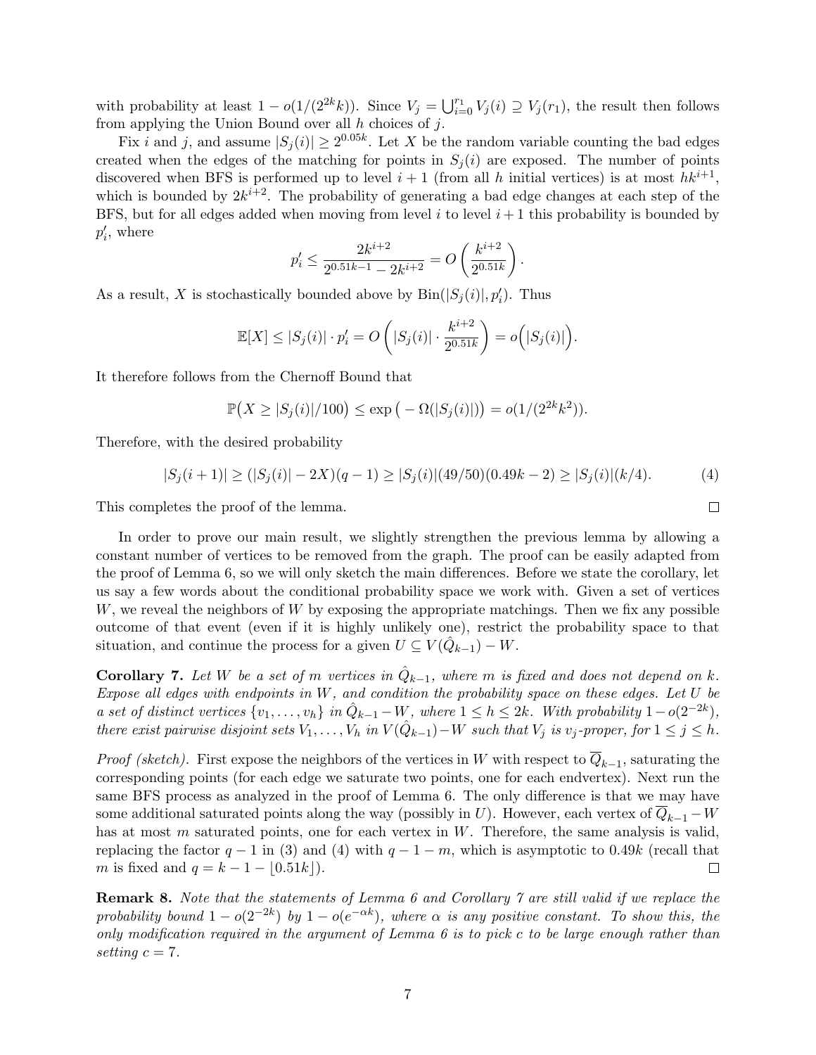with probability at least $1 - o(1/(2^{2k}k))$. Since $V_j = \bigcup_{i=0}^{r_1} V_j(i) \supseteq V_j(r_1)$, the result then follows from applying the Union Bound over all $h$ choices of $j$.

Fix $i$ and $j$, and assume $|S_j(i)| \geq 2^{0.05k}$. Let $X$ be the random variable counting the bad edges created when the edges of the matching for points in $S_j(i)$ are exposed. The number of points discovered when BFS is performed up to level $i+1$ (from all $h$ initial vertices) is at most $hk^{i+1}$, which is bounded by $2k^{i+2}$. The probability of generating a bad edge changes at each step of the BFS, but for all edges added when moving from level $i$ to level $i+1$ this probability is bounded by $p'_i$, where

$$p'_i \leq \frac{2k^{i+2}}{2^{0.51k-1} - 2k^{i+2}} = O\left(\frac{k^{i+2}}{2^{0.51k}}\right).$$

As a result, $X$ is stochastically bounded above by $\mathrm{Bin}(|S_j(i)|, p'_i)$. Thus

$$\mathbb{E}[X] \leq |S_j(i)| \cdot p'_i = O\left(|S_j(i)| \cdot \frac{k^{i+2}}{2^{0.51k}}\right) = o\Big(|S_j(i)|\Big).$$

It therefore follows from the Chernoff Bound that

$$\mathbb{P}\big(X \geq |S_j(i)|/100\big) \leq \exp\big(-\Omega(|S_j(i)|)\big) = o(1/(2^{2k}k^2)).$$

Therefore, with the desired probability

$$|S_j(i+1)| \geq (|S_j(i)| - 2X)(q-1) \geq |S_j(i)|(49/50)(0.49k - 2) \geq |S_j(i)|(k/4). \tag{4}$$

This completes the proof of the lemma. □

In order to prove our main result, we slightly strengthen the previous lemma by allowing a constant number of vertices to be removed from the graph. The proof can be easily adapted from the proof of Lemma 6, so we will only sketch the main differences. Before we state the corollary, let us say a few words about the conditional probability space we work with. Given a set of vertices $W$, we reveal the neighbors of $W$ by exposing the appropriate matchings. Then we fix any possible outcome of that event (even if it is highly unlikely one), restrict the probability space to that situation, and continue the process for a given $U \subseteq V(\hat{Q}_{k-1}) - W$.

**Corollary 7.** *Let $W$ be a set of $m$ vertices in $\hat{Q}_{k-1}$, where $m$ is fixed and does not depend on $k$. Expose all edges with endpoints in $W$, and condition the probability space on these edges. Let $U$ be a set of distinct vertices $\{v_1, \ldots, v_h\}$ in $\hat{Q}_{k-1} - W$, where $1 \leq h \leq 2k$. With probability $1 - o(2^{-2k})$, there exist pairwise disjoint sets $V_1, \ldots, V_h$ in $V(\hat{Q}_{k-1}) - W$ such that $V_j$ is $v_j$-proper, for $1 \leq j \leq h$.*

*Proof (sketch).* First expose the neighbors of the vertices in $W$ with respect to $\overline{Q}_{k-1}$, saturating the corresponding points (for each edge we saturate two points, one for each endvertex). Next run the same BFS process as analyzed in the proof of Lemma 6. The only difference is that we may have some additional saturated points along the way (possibly in $U$). However, each vertex of $\overline{Q}_{k-1} - W$ has at most $m$ saturated points, one for each vertex in $W$. Therefore, the same analysis is valid, replacing the factor $q-1$ in (3) and (4) with $q-1-m$, which is asymptotic to $0.49k$ (recall that $m$ is fixed and $q = k - 1 - \lfloor 0.51k \rfloor$). □

**Remark 8.** *Note that the statements of Lemma 6 and Corollary 7 are still valid if we replace the probability bound $1 - o(2^{-2k})$ by $1 - o(e^{-\alpha k})$, where $\alpha$ is any positive constant. To show this, the only modification required in the argument of Lemma 6 is to pick $c$ to be large enough rather than setting $c = 7$.*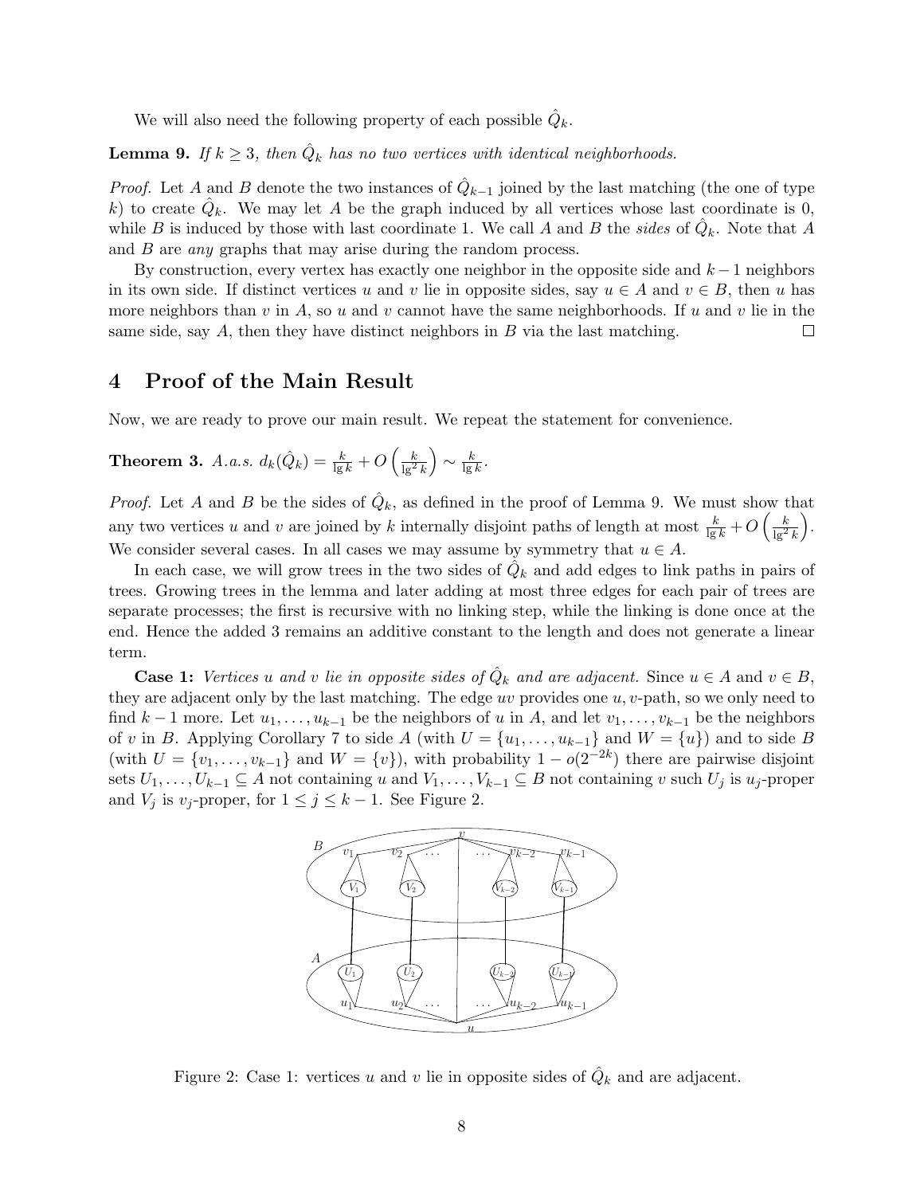We will also need the following property of each possible $\hat{Q}_k$.

**Lemma 9.** *If $k \geq 3$, then $\hat{Q}_k$ has no two vertices with identical neighborhoods.*

*Proof.* Let $A$ and $B$ denote the two instances of $\hat{Q}_{k-1}$ joined by the last matching (the one of type $k$) to create $\hat{Q}_k$. We may let $A$ be the graph induced by all vertices whose last coordinate is 0, while $B$ is induced by those with last coordinate 1. We call $A$ and $B$ the *sides* of $\hat{Q}_k$. Note that $A$ and $B$ are *any* graphs that may arise during the random process.

By construction, every vertex has exactly one neighbor in the opposite side and $k-1$ neighbors in its own side. If distinct vertices $u$ and $v$ lie in opposite sides, say $u \in A$ and $v \in B$, then $u$ has more neighbors than $v$ in $A$, so $u$ and $v$ cannot have the same neighborhoods. If $u$ and $v$ lie in the same side, say $A$, then they have distinct neighbors in $B$ via the last matching. $\square$

## 4 Proof of the Main Result

Now, we are ready to prove our main result. We repeat the statement for convenience.

**Theorem 3.** *A.a.s. $d_k(\hat{Q}_k) = \frac{k}{\lg k} + O\left(\frac{k}{\lg^2 k}\right) \sim \frac{k}{\lg k}$.*

*Proof.* Let $A$ and $B$ be the sides of $\hat{Q}_k$, as defined in the proof of Lemma 9. We must show that any two vertices $u$ and $v$ are joined by $k$ internally disjoint paths of length at most $\frac{k}{\lg k} + O\left(\frac{k}{\lg^2 k}\right)$. We consider several cases. In all cases we may assume by symmetry that $u \in A$.

In each case, we will grow trees in the two sides of $\hat{Q}_k$ and add edges to link paths in pairs of trees. Growing trees in the lemma and later adding at most three edges for each pair of trees are separate processes; the first is recursive with no linking step, while the linking is done once at the end. Hence the added 3 remains an additive constant to the length and does not generate a linear term.

**Case 1:** *Vertices $u$ and $v$ lie in opposite sides of $\hat{Q}_k$ and are adjacent.* Since $u \in A$ and $v \in B$, they are adjacent only by the last matching. The edge $uv$ provides one $u,v$-path, so we only need to find $k-1$ more. Let $u_1, \ldots, u_{k-1}$ be the neighbors of $u$ in $A$, and let $v_1, \ldots, v_{k-1}$ be the neighbors of $v$ in $B$. Applying Corollary 7 to side $A$ (with $U = \{u_1, \ldots, u_{k-1}\}$ and $W = \{u\}$) and to side $B$ (with $U = \{v_1, \ldots, v_{k-1}\}$ and $W = \{v\}$), with probability $1 - o(2^{-2k})$ there are pairwise disjoint sets $U_1, \ldots, U_{k-1} \subseteq A$ not containing $u$ and $V_1, \ldots, V_{k-1} \subseteq B$ not containing $v$ such $U_j$ is $u_j$-proper and $V_j$ is $v_j$-proper, for $1 \leq j \leq k-1$. See Figure 2.

Figure 2: Case 1: vertices $u$ and $v$ lie in opposite sides of $\hat{Q}_k$ and are adjacent.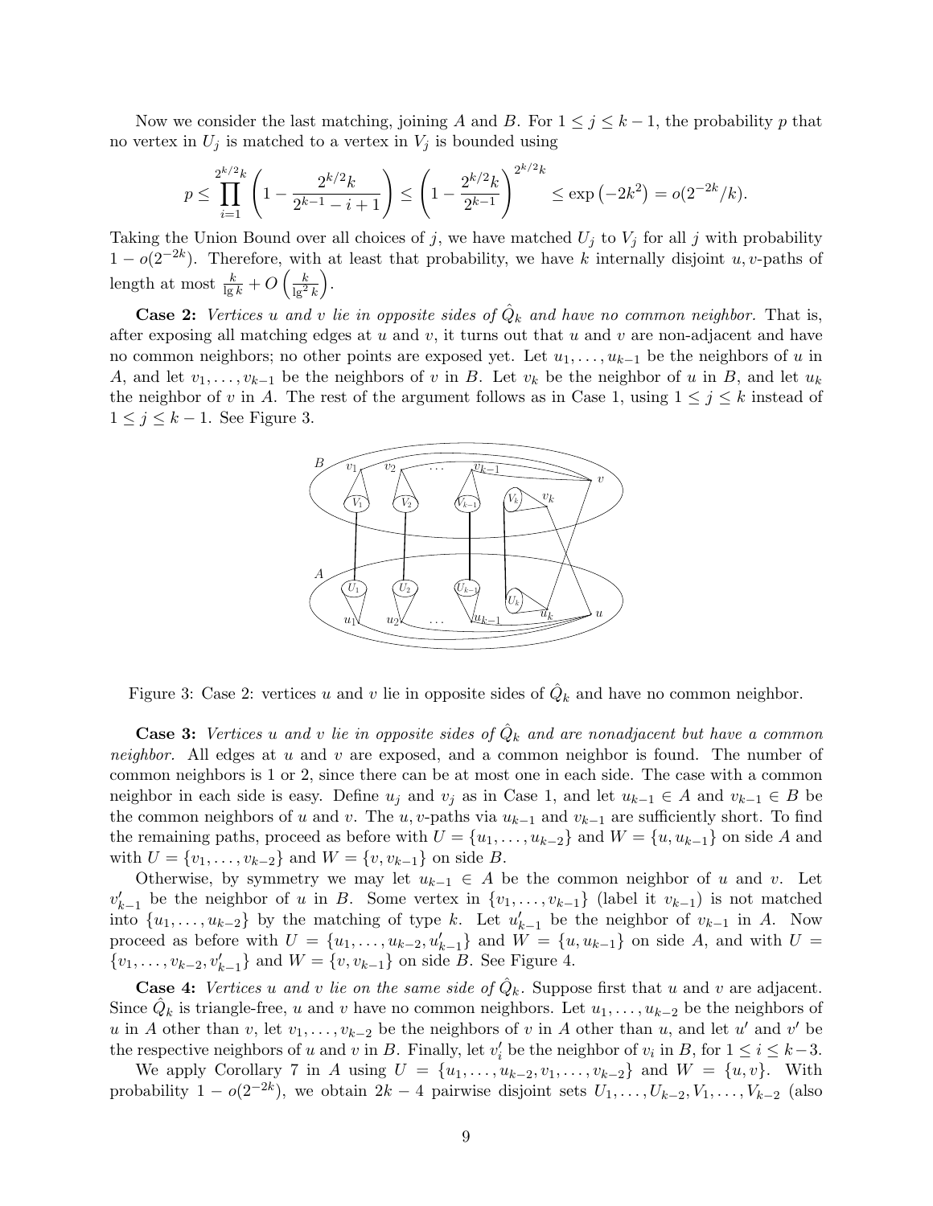Now we consider the last matching, joining $A$ and $B$. For $1 \le j \le k-1$, the probability $p$ that no vertex in $U_j$ is matched to a vertex in $V_j$ is bounded using

$$p \le \prod_{i=1}^{2^{k/2}k} \left(1 - \frac{2^{k/2}k}{2^{k-1} - i + 1}\right) \le \left(1 - \frac{2^{k/2}k}{2^{k-1}}\right)^{2^{k/2}k} \le \exp\left(-2k^2\right) = o(2^{-2k}/k).$$

Taking the Union Bound over all choices of $j$, we have matched $U_j$ to $V_j$ for all $j$ with probability $1 - o(2^{-2k})$. Therefore, with at least that probability, we have $k$ internally disjoint $u,v$-paths of length at most $\frac{k}{\lg k} + O\left(\frac{k}{\lg^2 k}\right)$.

**Case 2:** *Vertices $u$ and $v$ lie in opposite sides of $\hat{Q}_k$ and have no common neighbor.* That is, after exposing all matching edges at $u$ and $v$, it turns out that $u$ and $v$ are non-adjacent and have no common neighbors; no other points are exposed yet. Let $u_1, \ldots, u_{k-1}$ be the neighbors of $u$ in $A$, and let $v_1, \ldots, v_{k-1}$ be the neighbors of $v$ in $B$. Let $v_k$ be the neighbor of $u$ in $B$, and let $u_k$ the neighbor of $v$ in $A$. The rest of the argument follows as in Case 1, using $1 \le j \le k$ instead of $1 \le j \le k-1$. See Figure 3.

Figure 3: Case 2: vertices $u$ and $v$ lie in opposite sides of $\hat{Q}_k$ and have no common neighbor.

**Case 3:** *Vertices $u$ and $v$ lie in opposite sides of $\hat{Q}_k$ and are nonadjacent but have a common neighbor.* All edges at $u$ and $v$ are exposed, and a common neighbor is found. The number of common neighbors is 1 or 2, since there can be at most one in each side. The case with a common neighbor in each side is easy. Define $u_j$ and $v_j$ as in Case 1, and let $u_{k-1} \in A$ and $v_{k-1} \in B$ be the common neighbors of $u$ and $v$. The $u,v$-paths via $u_{k-1}$ and $v_{k-1}$ are sufficiently short. To find the remaining paths, proceed as before with $U = \{u_1, \ldots, u_{k-2}\}$ and $W = \{u, u_{k-1}\}$ on side $A$ and with $U = \{v_1, \ldots, v_{k-2}\}$ and $W = \{v, v_{k-1}\}$ on side $B$.

Otherwise, by symmetry we may let $u_{k-1} \in A$ be the common neighbor of $u$ and $v$. Let $v'_{k-1}$ be the neighbor of $u$ in $B$. Some vertex in $\{v_1, \ldots, v_{k-1}\}$ (label it $v_{k-1}$) is not matched into $\{u_1, \ldots, u_{k-2}\}$ by the matching of type $k$. Let $u'_{k-1}$ be the neighbor of $v_{k-1}$ in $A$. Now proceed as before with $U = \{u_1, \ldots, u_{k-2}, u'_{k-1}\}$ and $W = \{u, u_{k-1}\}$ on side $A$, and with $U = \{v_1, \ldots, v_{k-2}, v'_{k-1}\}$ and $W = \{v, v_{k-1}\}$ on side $B$. See Figure 4.

**Case 4:** *Vertices $u$ and $v$ lie on the same side of $\hat{Q}_k$.* Suppose first that $u$ and $v$ are adjacent. Since $\hat{Q}_k$ is triangle-free, $u$ and $v$ have no common neighbors. Let $u_1, \ldots, u_{k-2}$ be the neighbors of $u$ in $A$ other than $v$, let $v_1, \ldots, v_{k-2}$ be the neighbors of $v$ in $A$ other than $u$, and let $u'$ and $v'$ be the respective neighbors of $u$ and $v$ in $B$. Finally, let $v'_i$ be the neighbor of $v_i$ in $B$, for $1 \le i \le k-3$.

We apply Corollary 7 in $A$ using $U = \{u_1, \ldots, u_{k-2}, v_1, \ldots, v_{k-2}\}$ and $W = \{u, v\}$. With probability $1 - o(2^{-2k})$, we obtain $2k-4$ pairwise disjoint sets $U_1, \ldots, U_{k-2}, V_1, \ldots, V_{k-2}$ (also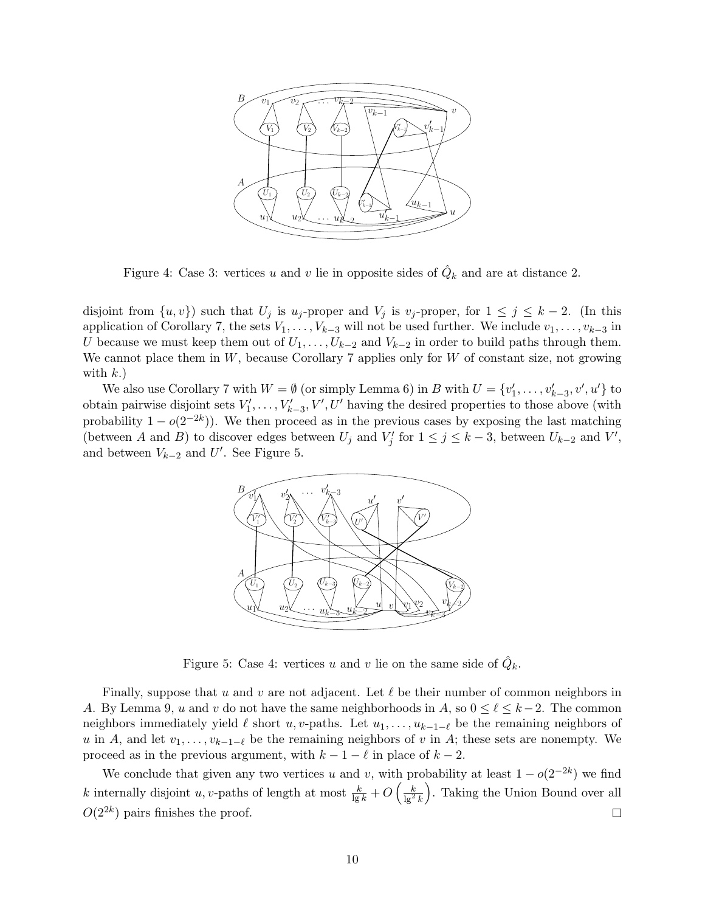Figure 4: Case 3: vertices $u$ and $v$ lie in opposite sides of $\hat{Q}_k$ and are at distance 2.

disjoint from $\{u, v\}$) such that $U_j$ is $u_j$-proper and $V_j$ is $v_j$-proper, for $1 \le j \le k-2$. (In this application of Corollary 7, the sets $V_1, \ldots, V_{k-3}$ will not be used further. We include $v_1, \ldots, v_{k-3}$ in $U$ because we must keep them out of $U_1, \ldots, U_{k-2}$ and $V_{k-2}$ in order to build paths through them. We cannot place them in $W$, because Corollary 7 applies only for $W$ of constant size, not growing with $k$.)

We also use Corollary 7 with $W = \emptyset$ (or simply Lemma 6) in $B$ with $U = \{v'_1, \ldots, v'_{k-3}, v', u'\}$ to obtain pairwise disjoint sets $V'_1, \ldots, V'_{k-3}, V', U'$ having the desired properties to those above (with probability $1 - o(2^{-2k})$). We then proceed as in the previous cases by exposing the last matching (between $A$ and $B$) to discover edges between $U_j$ and $V'_j$ for $1 \le j \le k-3$, between $U_{k-2}$ and $V'$, and between $V_{k-2}$ and $U'$. See Figure 5.

Figure 5: Case 4: vertices $u$ and $v$ lie on the same side of $\hat{Q}_k$.

Finally, suppose that $u$ and $v$ are not adjacent. Let $\ell$ be their number of common neighbors in $A$. By Lemma 9, $u$ and $v$ do not have the same neighborhoods in $A$, so $0 \le \ell \le k-2$. The common neighbors immediately yield $\ell$ short $u, v$-paths. Let $u_1, \ldots, u_{k-1-\ell}$ be the remaining neighbors of $u$ in $A$, and let $v_1, \ldots, v_{k-1-\ell}$ be the remaining neighbors of $v$ in $A$; these sets are nonempty. We proceed as in the previous argument, with $k - 1 - \ell$ in place of $k - 2$.

We conclude that given any two vertices $u$ and $v$, with probability at least $1 - o(2^{-2k})$ we find $k$ internally disjoint $u, v$-paths of length at most $\frac{k}{\lg k} + O\left(\frac{k}{\lg^2 k}\right)$. Taking the Union Bound over all $O(2^{2k})$ pairs finishes the proof. $\square$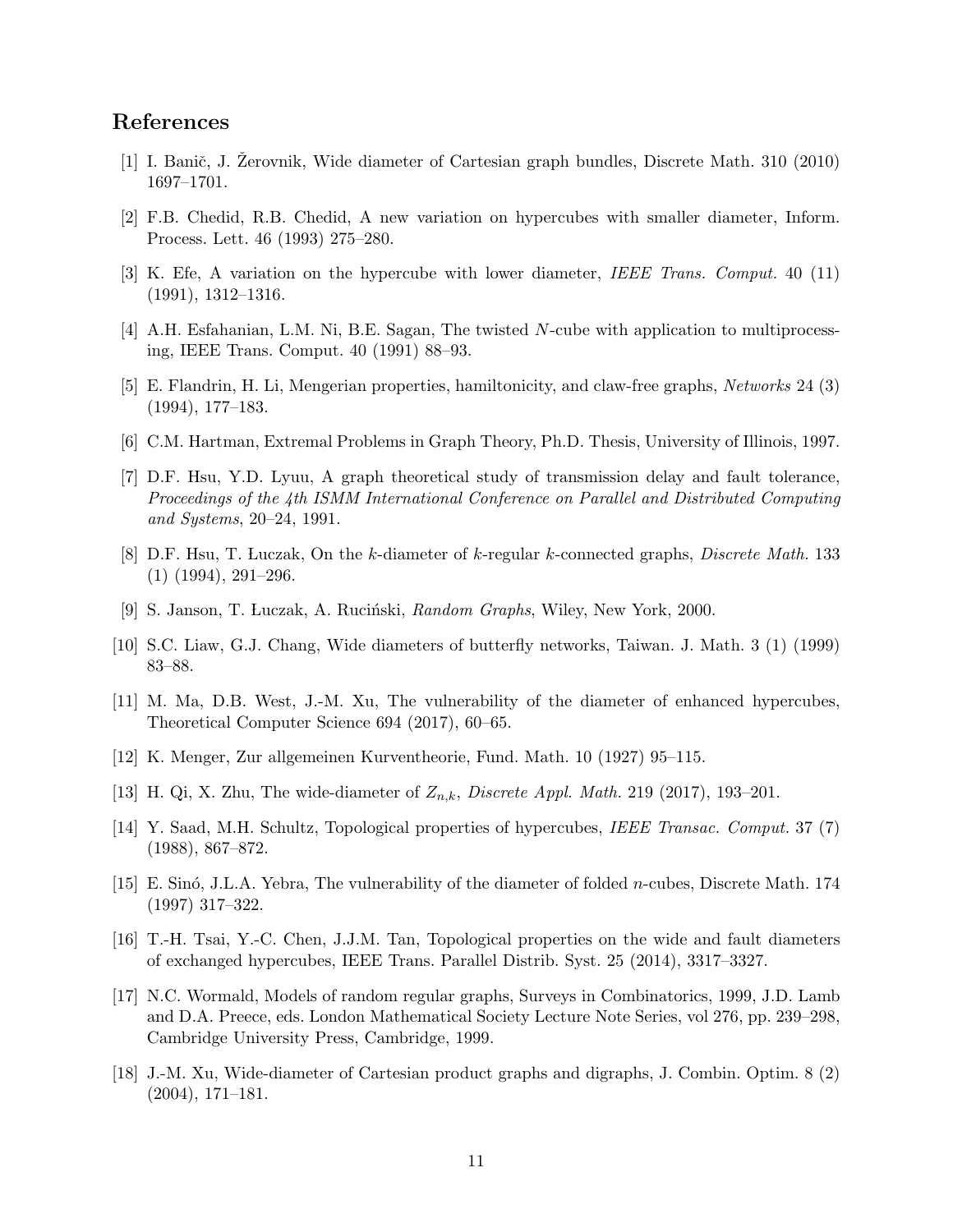## References

[1] I. Banič, J. Žerovnik, Wide diameter of Cartesian graph bundles, Discrete Math. 310 (2010) 1697–1701.

[2] F.B. Chedid, R.B. Chedid, A new variation on hypercubes with smaller diameter, Inform. Process. Lett. 46 (1993) 275–280.

[3] K. Efe, A variation on the hypercube with lower diameter, *IEEE Trans. Comput.* 40 (11) (1991), 1312–1316.

[4] A.H. Esfahanian, L.M. Ni, B.E. Sagan, The twisted $N$-cube with application to multiprocessing, IEEE Trans. Comput. 40 (1991) 88–93.

[5] E. Flandrin, H. Li, Mengerian properties, hamiltonicity, and claw-free graphs, *Networks* 24 (3) (1994), 177–183.

[6] C.M. Hartman, Extremal Problems in Graph Theory, Ph.D. Thesis, University of Illinois, 1997.

[7] D.F. Hsu, Y.D. Lyuu, A graph theoretical study of transmission delay and fault tolerance, *Proceedings of the 4th ISMM International Conference on Parallel and Distributed Computing and Systems*, 20–24, 1991.

[8] D.F. Hsu, T. Łuczak, On the $k$-diameter of $k$-regular $k$-connected graphs, *Discrete Math.* 133 (1) (1994), 291–296.

[9] S. Janson, T. Łuczak, A. Ruciński, *Random Graphs*, Wiley, New York, 2000.

[10] S.C. Liaw, G.J. Chang, Wide diameters of butterfly networks, Taiwan. J. Math. 3 (1) (1999) 83–88.

[11] M. Ma, D.B. West, J.-M. Xu, The vulnerability of the diameter of enhanced hypercubes, Theoretical Computer Science 694 (2017), 60–65.

[12] K. Menger, Zur allgemeinen Kurventheorie, Fund. Math. 10 (1927) 95–115.

[13] H. Qi, X. Zhu, The wide-diameter of $Z_{n,k}$, *Discrete Appl. Math.* 219 (2017), 193–201.

[14] Y. Saad, M.H. Schultz, Topological properties of hypercubes, *IEEE Transac. Comput.* 37 (7) (1988), 867–872.

[15] E. Sinó, J.L.A. Yebra, The vulnerability of the diameter of folded $n$-cubes, Discrete Math. 174 (1997) 317–322.

[16] T.-H. Tsai, Y.-C. Chen, J.J.M. Tan, Topological properties on the wide and fault diameters of exchanged hypercubes, IEEE Trans. Parallel Distrib. Syst. 25 (2014), 3317–3327.

[17] N.C. Wormald, Models of random regular graphs, Surveys in Combinatorics, 1999, J.D. Lamb and D.A. Preece, eds. London Mathematical Society Lecture Note Series, vol 276, pp. 239–298, Cambridge University Press, Cambridge, 1999.

[18] J.-M. Xu, Wide-diameter of Cartesian product graphs and digraphs, J. Combin. Optim. 8 (2) (2004), 171–181.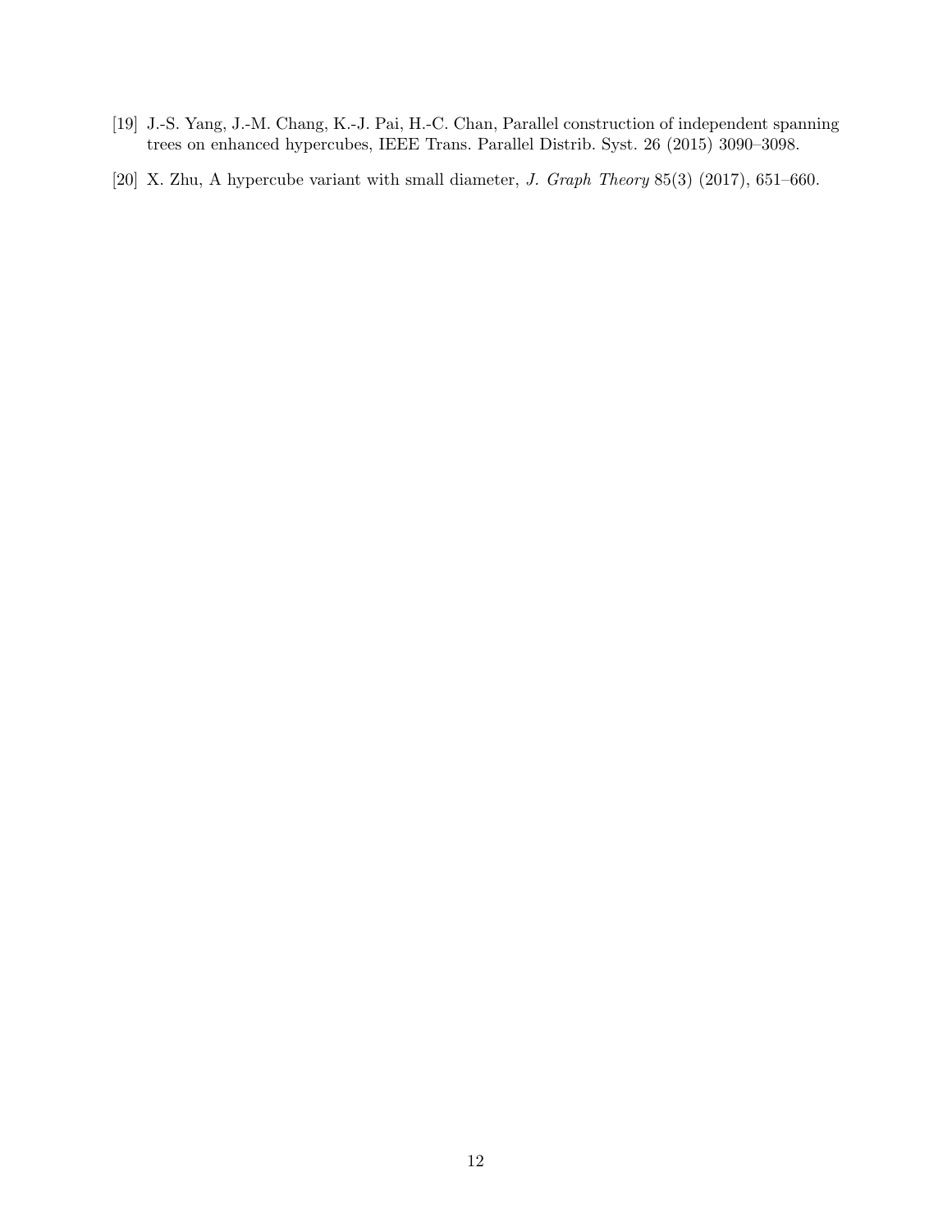[19] J.-S. Yang, J.-M. Chang, K.-J. Pai, H.-C. Chan, Parallel construction of independent spanning trees on enhanced hypercubes, IEEE Trans. Parallel Distrib. Syst. 26 (2015) 3090–3098.

[20] X. Zhu, A hypercube variant with small diameter, *J. Graph Theory* 85(3) (2017), 651–660.